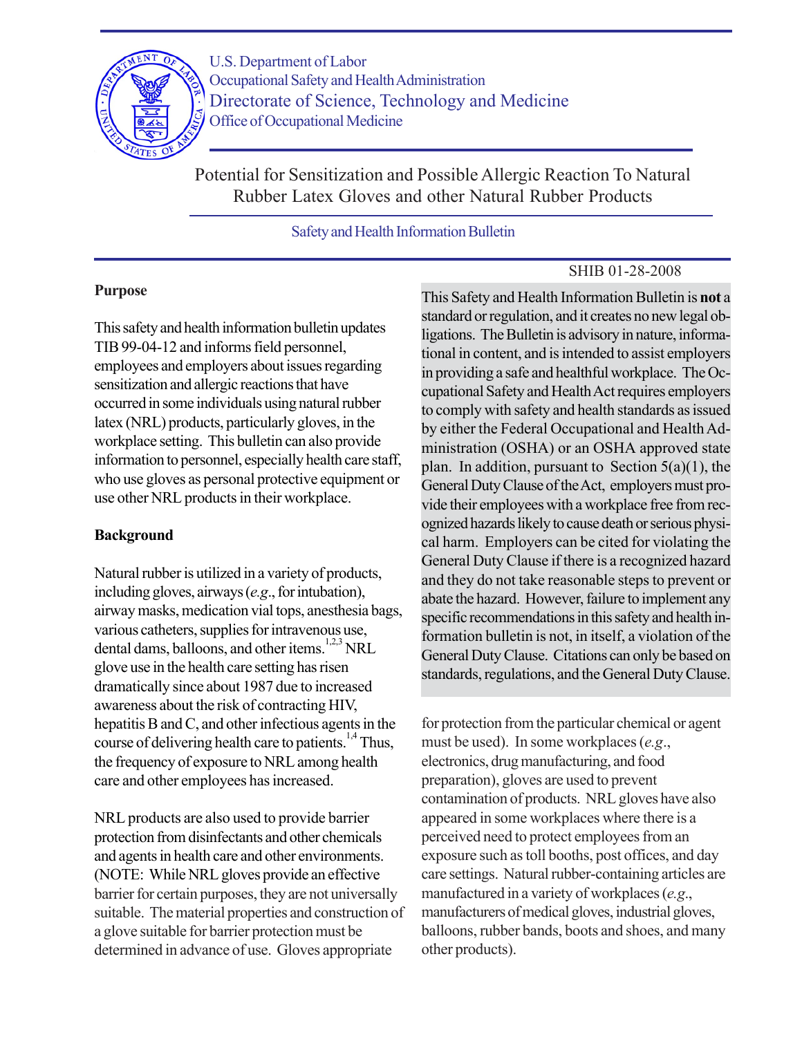U.S. Department of Labor
Occupational Safety and Health Administration
Directorate of Science, Technology and Medicine
Office of Occupational Medicine

# Potential for Sensitization and Possible Allergic Reaction To Natural Rubber Latex Gloves and other Natural Rubber Products

Safety and Health Information Bulletin

SHIB 01-28-2008

This Safety and Health Information Bulletin is **not** a standard or regulation, and it creates no new legal obligations. The Bulletin is advisory in nature, informational in content, and is intended to assist employers in providing a safe and healthful workplace. The Occupational Safety and Health Act requires employers to comply with safety and health standards as issued by either the Federal Occupational and Health Administration (OSHA) or an OSHA approved state plan. In addition, pursuant to Section 5(a)(1), the General Duty Clause of the Act, employers must provide their employees with a workplace free from recognized hazards likely to cause death or serious physical harm. Employers can be cited for violating the General Duty Clause if there is a recognized hazard and they do not take reasonable steps to prevent or abate the hazard. However, failure to implement any specific recommendations in this safety and health information bulletin is not, in itself, a violation of the General Duty Clause. Citations can only be based on standards, regulations, and the General Duty Clause.

## Purpose

This safety and health information bulletin updates TIB 99-04-12 and informs field personnel, employees and employers about issues regarding sensitization and allergic reactions that have occurred in some individuals using natural rubber latex (NRL) products, particularly gloves, in the workplace setting. This bulletin can also provide information to personnel, especially health care staff, who use gloves as personal protective equipment or use other NRL products in their workplace.

## Background

Natural rubber is utilized in a variety of products, including gloves, airways (*e.g*., for intubation), airway masks, medication vial tops, anesthesia bags, various catheters, supplies for intravenous use, dental dams, balloons, and other items.[1,2,3] NRL glove use in the health care setting has risen dramatically since about 1987 due to increased awareness about the risk of contracting HIV, hepatitis B and C, and other infectious agents in the course of delivering health care to patients.[1,4] Thus, the frequency of exposure to NRL among health care and other employees has increased.

NRL products are also used to provide barrier protection from disinfectants and other chemicals and agents in health care and other environments. (NOTE: While NRL gloves provide an effective barrier for certain purposes, they are not universally suitable. The material properties and construction of a glove suitable for barrier protection must be determined in advance of use. Gloves appropriate for protection from the particular chemical or agent must be used). In some workplaces (*e.g*., electronics, drug manufacturing, and food preparation), gloves are used to prevent contamination of products. NRL gloves have also appeared in some workplaces where there is a perceived need to protect employees from an exposure such as toll booths, post offices, and day care settings. Natural rubber-containing articles are manufactured in a variety of workplaces (*e.g*., manufacturers of medical gloves, industrial gloves, balloons, rubber bands, boots and shoes, and many other products).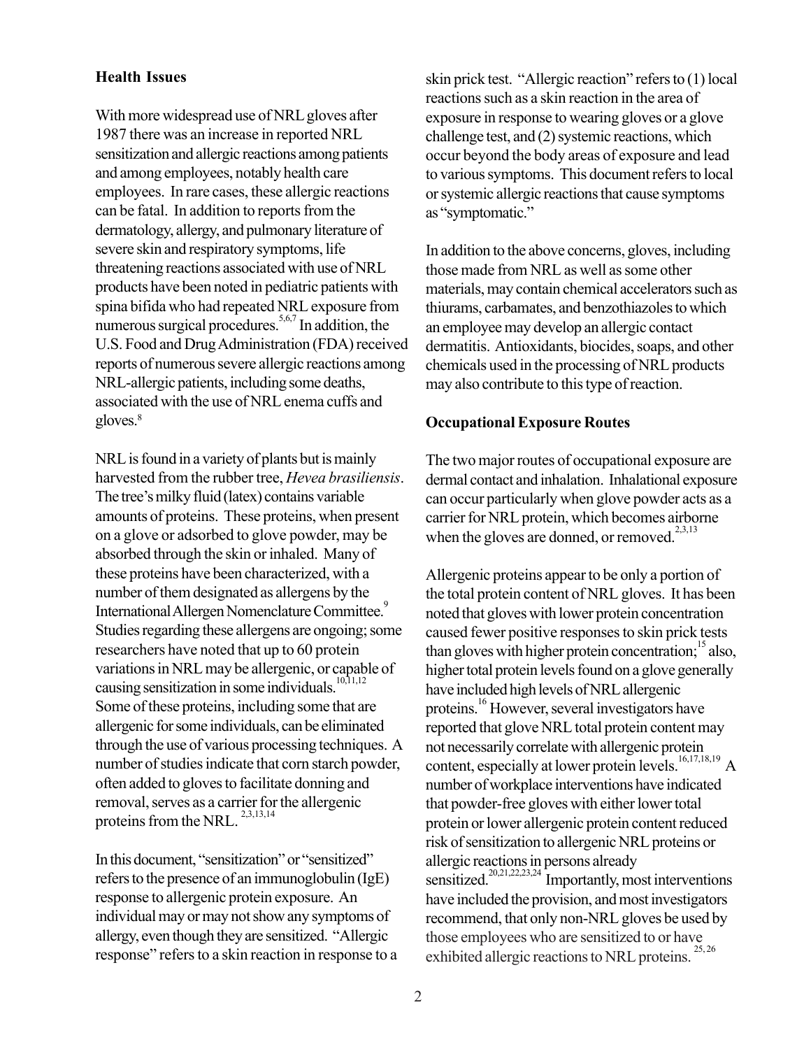## Health Issues

With more widespread use of NRL gloves after 1987 there was an increase in reported NRL sensitization and allergic reactions among patients and among employees, notably health care employees. In rare cases, these allergic reactions can be fatal. In addition to reports from the dermatology, allergy, and pulmonary literature of severe skin and respiratory symptoms, life threatening reactions associated with use of NRL products have been noted in pediatric patients with spina bifida who had repeated NRL exposure from numerous surgical procedures.[5,6,7] In addition, the U.S. Food and Drug Administration (FDA) received reports of numerous severe allergic reactions among NRL-allergic patients, including some deaths, associated with the use of NRL enema cuffs and gloves.[8]

NRL is found in a variety of plants but is mainly harvested from the rubber tree, *Hevea brasiliensis*. The tree's milky fluid (latex) contains variable amounts of proteins. These proteins, when present on a glove or adsorbed to glove powder, may be absorbed through the skin or inhaled. Many of these proteins have been characterized, with a number of them designated as allergens by the International Allergen Nomenclature Committee.[9] Studies regarding these allergens are ongoing; some researchers have noted that up to 60 protein variations in NRL may be allergenic, or capable of causing sensitization in some individuals.[10,11,12] Some of these proteins, including some that are allergenic for some individuals, can be eliminated through the use of various processing techniques. A number of studies indicate that corn starch powder, often added to gloves to facilitate donning and removal, serves as a carrier for the allergenic proteins from the NRL.[2,3,13,14]

In this document, "sensitization" or "sensitized" refers to the presence of an immunoglobulin (IgE) response to allergenic protein exposure. An individual may or may not show any symptoms of allergy, even though they are sensitized. "Allergic response" refers to a skin reaction in response to a skin prick test. "Allergic reaction" refers to (1) local reactions such as a skin reaction in the area of exposure in response to wearing gloves or a glove challenge test, and (2) systemic reactions, which occur beyond the body areas of exposure and lead to various symptoms. This document refers to local or systemic allergic reactions that cause symptoms as "symptomatic."

In addition to the above concerns, gloves, including those made from NRL as well as some other materials, may contain chemical accelerators such as thiurams, carbamates, and benzothiazoles to which an employee may develop an allergic contact dermatitis. Antioxidants, biocides, soaps, and other chemicals used in the processing of NRL products may also contribute to this type of reaction.

## Occupational Exposure Routes

The two major routes of occupational exposure are dermal contact and inhalation. Inhalational exposure can occur particularly when glove powder acts as a carrier for NRL protein, which becomes airborne when the gloves are donned, or removed.[2,3,13]

Allergenic proteins appear to be only a portion of the total protein content of NRL gloves. It has been noted that gloves with lower protein concentration caused fewer positive responses to skin prick tests than gloves with higher protein concentration;[15] also, higher total protein levels found on a glove generally have included high levels of NRL allergenic proteins.[16] However, several investigators have reported that glove NRL total protein content may not necessarily correlate with allergenic protein content, especially at lower protein levels.[16,17,18,19] A number of workplace interventions have indicated that powder-free gloves with either lower total protein or lower allergenic protein content reduced risk of sensitization to allergenic NRL proteins or allergic reactions in persons already sensitized.[20,21,22,23,24] Importantly, most interventions have included the provision, and most investigators recommend, that only non-NRL gloves be used by those employees who are sensitized to or have exhibited allergic reactions to NRL proteins.[25,26]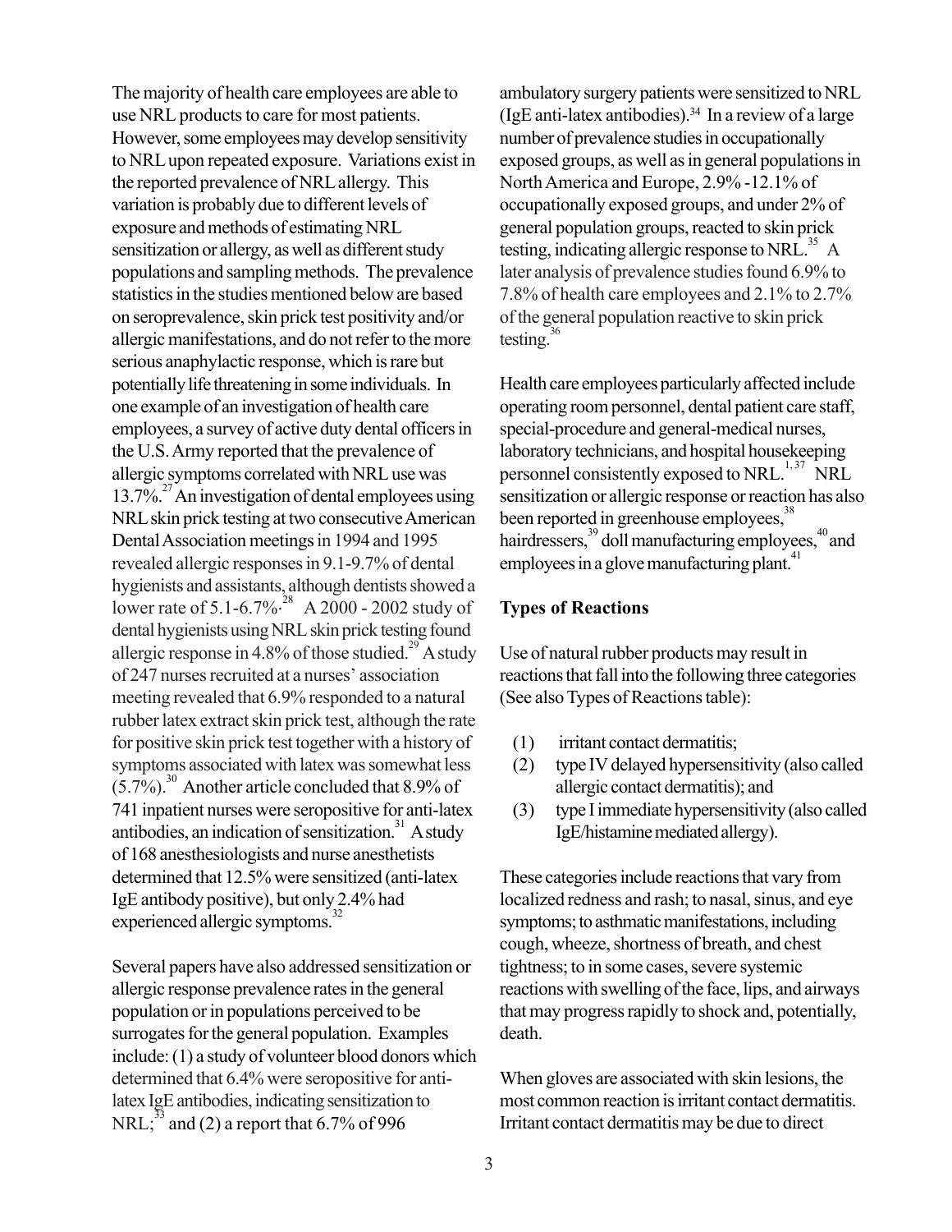The majority of health care employees are able to use NRL products to care for most patients. However, some employees may develop sensitivity to NRL upon repeated exposure. Variations exist in the reported prevalence of NRL allergy. This variation is probably due to different levels of exposure and methods of estimating NRL sensitization or allergy, as well as different study populations and sampling methods. The prevalence statistics in the studies mentioned below are based on seroprevalence, skin prick test positivity and/or allergic manifestations, and do not refer to the more serious anaphylactic response, which is rare but potentially life threatening in some individuals. In one example of an investigation of health care employees, a survey of active duty dental officers in the U.S. Army reported that the prevalence of allergic symptoms correlated with NRL use was 13.7%.[27] An investigation of dental employees using NRL skin prick testing at two consecutive American Dental Association meetings in 1994 and 1995 revealed allergic responses in 9.1-9.7% of dental hygienists and assistants, although dentists showed a lower rate of 5.1-6.7%.[28] A 2000 - 2002 study of dental hygienists using NRL skin prick testing found allergic response in 4.8% of those studied.[29] A study of 247 nurses recruited at a nurses' association meeting revealed that 6.9% responded to a natural rubber latex extract skin prick test, although the rate for positive skin prick test together with a history of symptoms associated with latex was somewhat less (5.7%).[30] Another article concluded that 8.9% of 741 inpatient nurses were seropositive for anti-latex antibodies, an indication of sensitization.[31] A study of 168 anesthesiologists and nurse anesthetists determined that 12.5% were sensitized (anti-latex IgE antibody positive), but only 2.4% had experienced allergic symptoms.[32]

Several papers have also addressed sensitization or allergic response prevalence rates in the general population or in populations perceived to be surrogates for the general population. Examples include: (1) a study of volunteer blood donors which determined that 6.4% were seropositive for anti-latex IgE antibodies, indicating sensitization to NRL;[33] and (2) a report that 6.7% of 996 ambulatory surgery patients were sensitized to NRL (IgE anti-latex antibodies).[34] In a review of a large number of prevalence studies in occupationally exposed groups, as well as in general populations in North America and Europe, 2.9% -12.1% of occupationally exposed groups, and under 2% of general population groups, reacted to skin prick testing, indicating allergic response to NRL.[35] A later analysis of prevalence studies found 6.9% to 7.8% of health care employees and 2.1% to 2.7% of the general population reactive to skin prick testing.[36]

Health care employees particularly affected include operating room personnel, dental patient care staff, special-procedure and general-medical nurses, laboratory technicians, and hospital housekeeping personnel consistently exposed to NRL.[1,37] NRL sensitization or allergic response or reaction has also been reported in greenhouse employees,[38] hairdressers,[39] doll manufacturing employees,[40] and employees in a glove manufacturing plant.[41]

## Types of Reactions

Use of natural rubber products may result in reactions that fall into the following three categories (See also Types of Reactions table):

(1) irritant contact dermatitis;
(2) type IV delayed hypersensitivity (also called allergic contact dermatitis); and
(3) type I immediate hypersensitivity (also called IgE/histamine mediated allergy).

These categories include reactions that vary from localized redness and rash; to nasal, sinus, and eye symptoms; to asthmatic manifestations, including cough, wheeze, shortness of breath, and chest tightness; to in some cases, severe systemic reactions with swelling of the face, lips, and airways that may progress rapidly to shock and, potentially, death.

When gloves are associated with skin lesions, the most common reaction is irritant contact dermatitis. Irritant contact dermatitis may be due to direct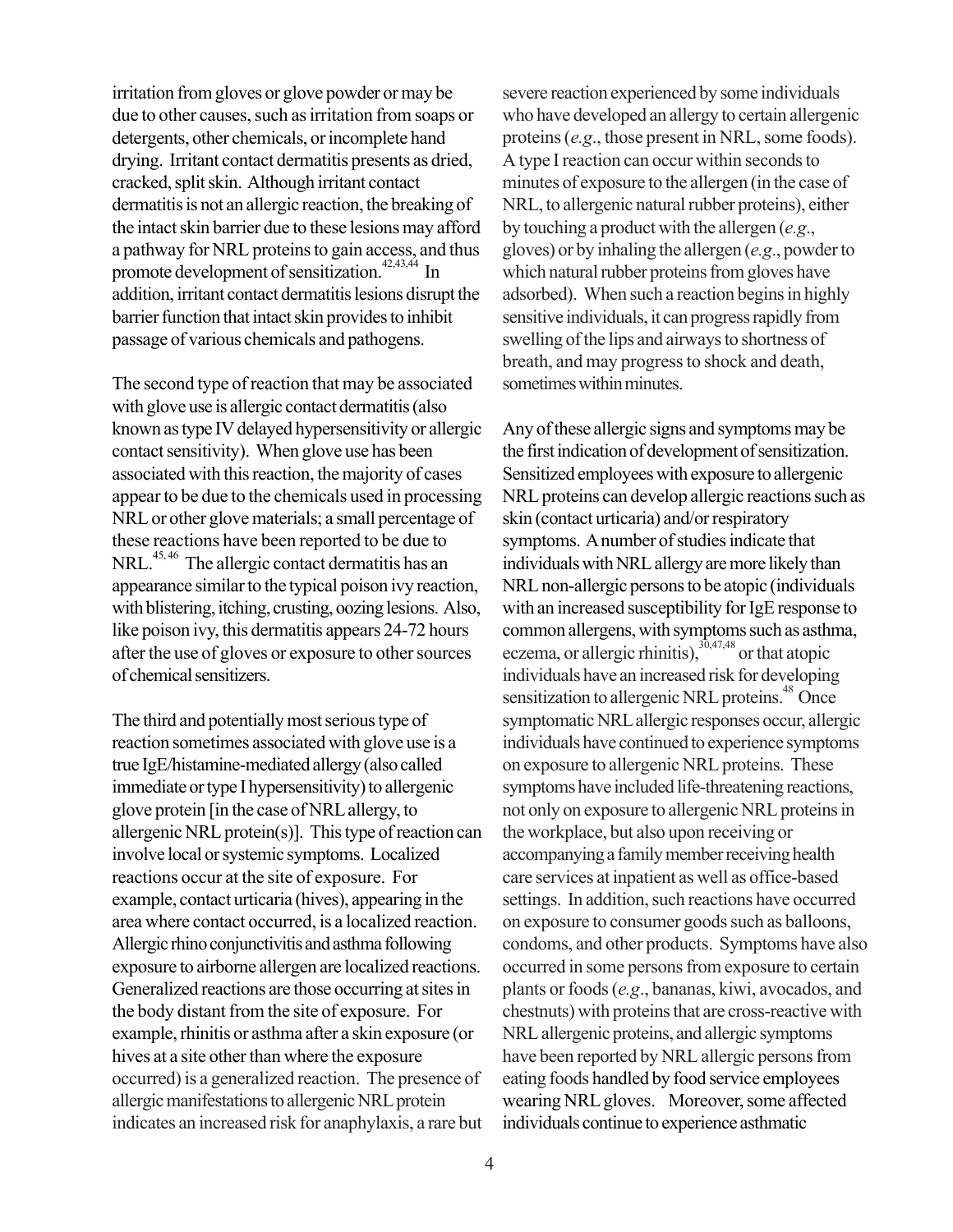irritation from gloves or glove powder or may be due to other causes, such as irritation from soaps or detergents, other chemicals, or incomplete hand drying. Irritant contact dermatitis presents as dried, cracked, split skin. Although irritant contact dermatitis is not an allergic reaction, the breaking of the intact skin barrier due to these lesions may afford a pathway for NRL proteins to gain access, and thus promote development of sensitization.[42,43,44] In addition, irritant contact dermatitis lesions disrupt the barrier function that intact skin provides to inhibit passage of various chemicals and pathogens.

The second type of reaction that may be associated with glove use is allergic contact dermatitis (also known as type IV delayed hypersensitivity or allergic contact sensitivity). When glove use has been associated with this reaction, the majority of cases appear to be due to the chemicals used in processing NRL or other glove materials; a small percentage of these reactions have been reported to be due to NRL.[45,46] The allergic contact dermatitis has an appearance similar to the typical poison ivy reaction, with blistering, itching, crusting, oozing lesions. Also, like poison ivy, this dermatitis appears 24-72 hours after the use of gloves or exposure to other sources of chemical sensitizers.

The third and potentially most serious type of reaction sometimes associated with glove use is a true IgE/histamine-mediated allergy (also called immediate or type I hypersensitivity) to allergenic glove protein [in the case of NRL allergy, to allergenic NRL protein(s)]. This type of reaction can involve local or systemic symptoms. Localized reactions occur at the site of exposure. For example, contact urticaria (hives), appearing in the area where contact occurred, is a localized reaction. Allergic rhino conjunctivitis and asthma following exposure to airborne allergen are localized reactions. Generalized reactions are those occurring at sites in the body distant from the site of exposure. For example, rhinitis or asthma after a skin exposure (or hives at a site other than where the exposure occurred) is a generalized reaction. The presence of allergic manifestations to allergenic NRL protein indicates an increased risk for anaphylaxis, a rare but severe reaction experienced by some individuals who have developed an allergy to certain allergenic proteins (*e.g*., those present in NRL, some foods). A type I reaction can occur within seconds to minutes of exposure to the allergen (in the case of NRL, to allergenic natural rubber proteins), either by touching a product with the allergen (*e.g*., gloves) or by inhaling the allergen (*e.g*., powder to which natural rubber proteins from gloves have adsorbed). When such a reaction begins in highly sensitive individuals, it can progress rapidly from swelling of the lips and airways to shortness of breath, and may progress to shock and death, sometimes within minutes.

Any of these allergic signs and symptoms may be the first indication of development of sensitization. Sensitized employees with exposure to allergenic NRL proteins can develop allergic reactions such as skin (contact urticaria) and/or respiratory symptoms. A number of studies indicate that individuals with NRL allergy are more likely than NRL non-allergic persons to be atopic (individuals with an increased susceptibility for IgE response to common allergens, with symptoms such as asthma, eczema, or allergic rhinitis),[30,47,48] or that atopic individuals have an increased risk for developing sensitization to allergenic NRL proteins.[48] Once symptomatic NRL allergic responses occur, allergic individuals have continued to experience symptoms on exposure to allergenic NRL proteins. These symptoms have included life-threatening reactions, not only on exposure to allergenic NRL proteins in the workplace, but also upon receiving or accompanying a family member receiving health care services at inpatient as well as office-based settings. In addition, such reactions have occurred on exposure to consumer goods such as balloons, condoms, and other products. Symptoms have also occurred in some persons from exposure to certain plants or foods (*e.g*., bananas, kiwi, avocados, and chestnuts) with proteins that are cross-reactive with NRL allergenic proteins, and allergic symptoms have been reported by NRL allergic persons from eating foods handled by food service employees wearing NRL gloves. Moreover, some affected individuals continue to experience asthmatic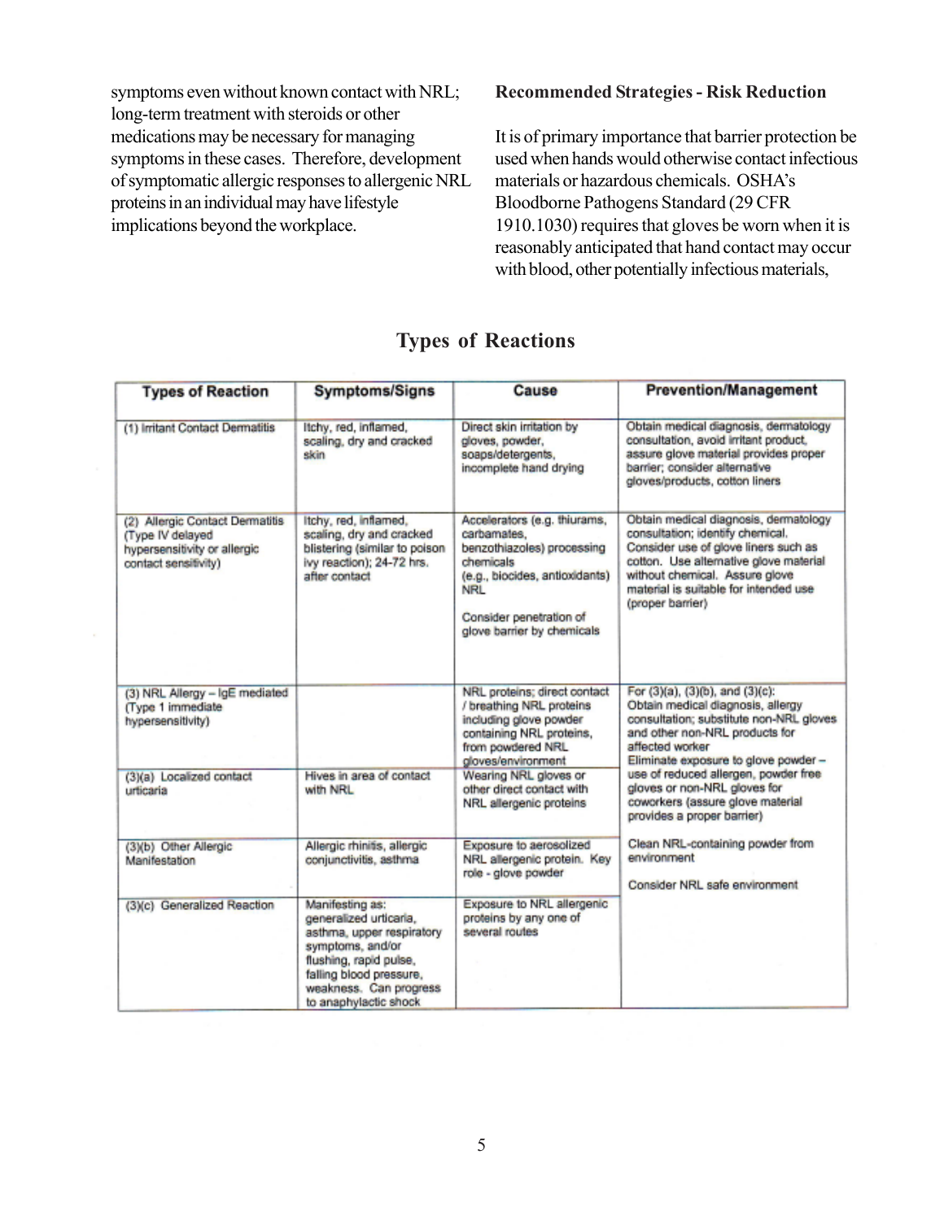symptoms even without known contact with NRL; long-term treatment with steroids or other medications may be necessary for managing symptoms in these cases. Therefore, development of symptomatic allergic responses to allergenic NRL proteins in an individual may have lifestyle implications beyond the workplace.

**Recommended Strategies - Risk Reduction**

It is of primary importance that barrier protection be used when hands would otherwise contact infectious materials or hazardous chemicals. OSHA's Bloodborne Pathogens Standard (29 CFR 1910.1030) requires that gloves be worn when it is reasonably anticipated that hand contact may occur with blood, other potentially infectious materials,

## Types of Reactions

| Types of Reaction | Symptoms/Signs | Cause | Prevention/Management |
|---|---|---|---|
| (1) Irritant Contact Dermatitis | Itchy, red, inflamed, scaling, dry and cracked skin | Direct skin irritation by gloves, powder, soaps/detergents, incomplete hand drying | Obtain medical diagnosis, dermatology consultation, avoid irritant product, assure glove material provides proper barrier; consider alternative gloves/products, cotton liners |
| (2) Allergic Contact Dermatitis (Type IV delayed hypersensitivity or allergic contact sensitivity) | Itchy, red, inflamed, scaling, dry and cracked blistering (similar to poison ivy reaction); 24-72 hrs. after contact | Accelerators (e.g. thiurams, carbamates, benzothiazoles) processing chemicals (e.g., biocides, antioxidants) NRL<br><br>Consider penetration of glove barrier by chemicals | Obtain medical diagnosis, dermatology consultation; identify chemical. Consider use of glove liners such as cotton. Use alternative glove material without chemical. Assure glove material is suitable for intended use (proper barrier) |
| (3) NRL Allergy – IgE mediated (Type 1 immediate hypersensitivity) | | NRL proteins; direct contact / breathing NRL proteins including glove powder containing NRL proteins, from powdered NRL gloves/environment | For (3)(a), (3)(b), and (3)(c): Obtain medical diagnosis, allergy consultation; substitute non-NRL gloves and other non-NRL products for affected worker<br>Eliminate exposure to glove powder – use of reduced allergen, powder free gloves or non-NRL gloves for coworkers (assure glove material provides a proper barrier)<br><br>Clean NRL-containing powder from environment<br><br>Consider NRL safe environment |
| (3)(a) Localized contact urticaria | Hives in area of contact with NRL | Wearing NRL gloves or other direct contact with NRL allergenic proteins | |
| (3)(b) Other Allergic Manifestation | Allergic rhinitis, allergic conjunctivitis, asthma | Exposure to aerosolized NRL allergenic protein. Key role - glove powder | |
| (3)(c) Generalized Reaction | Manifesting as: generalized urticaria, asthma, upper respiratory symptoms, and/or flushing, rapid pulse, falling blood pressure, weakness. Can progress to anaphylactic shock | Exposure to NRL allergenic proteins by any one of several routes | |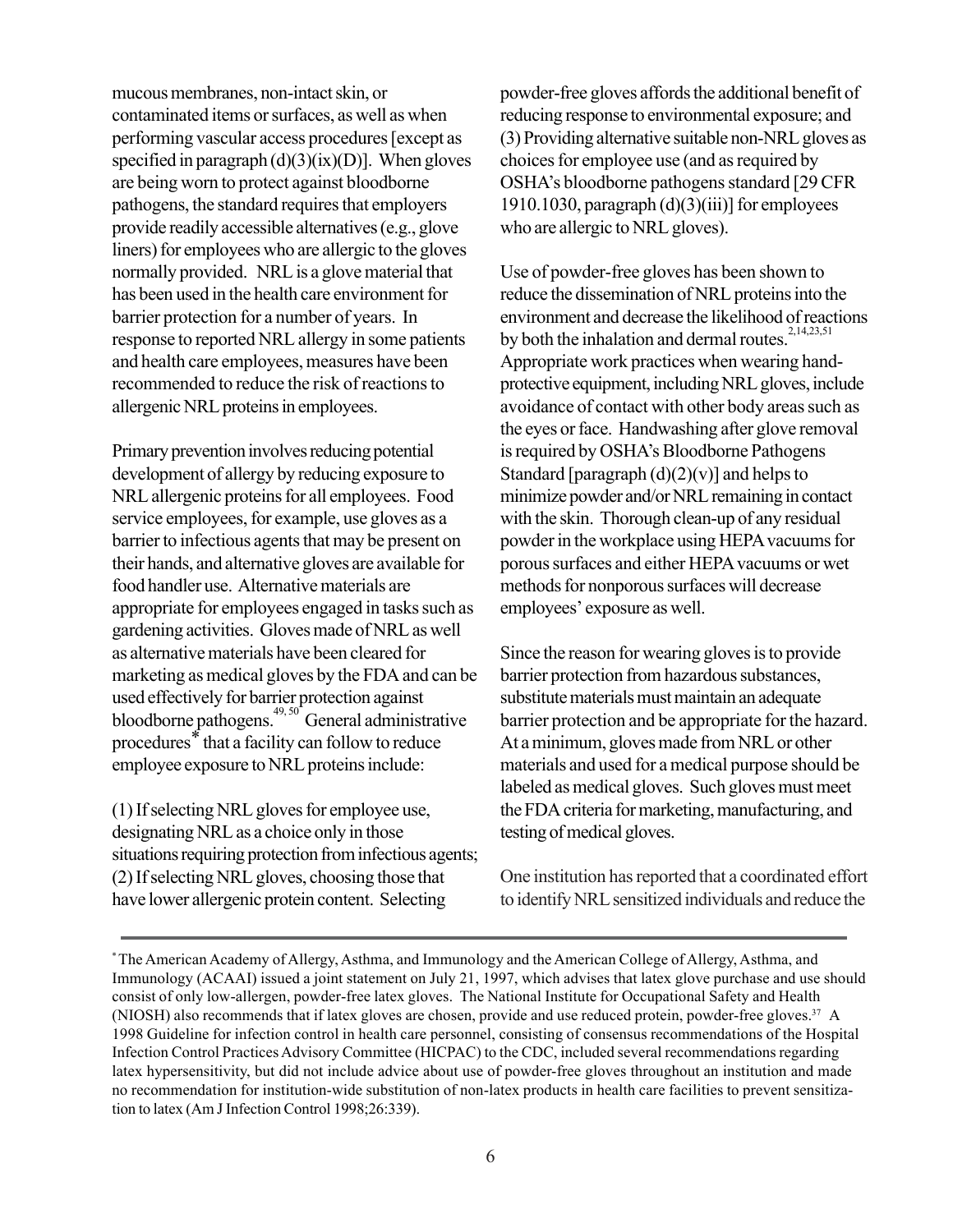mucous membranes, non-intact skin, or contaminated items or surfaces, as well as when performing vascular access procedures [except as specified in paragraph (d)(3)(ix)(D)]. When gloves are being worn to protect against bloodborne pathogens, the standard requires that employers provide readily accessible alternatives (e.g., glove liners) for employees who are allergic to the gloves normally provided. NRL is a glove material that has been used in the health care environment for barrier protection for a number of years. In response to reported NRL allergy in some patients and health care employees, measures have been recommended to reduce the risk of reactions to allergenic NRL proteins in employees.

Primary prevention involves reducing potential development of allergy by reducing exposure to NRL allergenic proteins for all employees. Food service employees, for example, use gloves as a barrier to infectious agents that may be present on their hands, and alternative gloves are available for food handler use. Alternative materials are appropriate for employees engaged in tasks such as gardening activities. Gloves made of NRL as well as alternative materials have been cleared for marketing as medical gloves by the FDA and can be used effectively for barrier protection against bloodborne pathogens.[49,50] General administrative procedures* that a facility can follow to reduce employee exposure to NRL proteins include:

(1) If selecting NRL gloves for employee use, designating NRL as a choice only in those situations requiring protection from infectious agents; (2) If selecting NRL gloves, choosing those that have lower allergenic protein content. Selecting powder-free gloves affords the additional benefit of reducing response to environmental exposure; and (3) Providing alternative suitable non-NRL gloves as choices for employee use (and as required by OSHA's bloodborne pathogens standard [29 CFR 1910.1030, paragraph (d)(3)(iii)] for employees who are allergic to NRL gloves).

Use of powder-free gloves has been shown to reduce the dissemination of NRL proteins into the environment and decrease the likelihood of reactions by both the inhalation and dermal routes.[2,14,23,51] Appropriate work practices when wearing hand-protective equipment, including NRL gloves, include avoidance of contact with other body areas such as the eyes or face. Handwashing after glove removal is required by OSHA's Bloodborne Pathogens Standard [paragraph (d)(2)(v)] and helps to minimize powder and/or NRL remaining in contact with the skin. Thorough clean-up of any residual powder in the workplace using HEPA vacuums for porous surfaces and either HEPA vacuums or wet methods for nonporous surfaces will decrease employees' exposure as well.

Since the reason for wearing gloves is to provide barrier protection from hazardous substances, substitute materials must maintain an adequate barrier protection and be appropriate for the hazard. At a minimum, gloves made from NRL or other materials and used for a medical purpose should be labeled as medical gloves. Such gloves must meet the FDA criteria for marketing, manufacturing, and testing of medical gloves.

One institution has reported that a coordinated effort to identify NRL sensitized individuals and reduce the

---

* The American Academy of Allergy, Asthma, and Immunology and the American College of Allergy, Asthma, and Immunology (ACAAI) issued a joint statement on July 21, 1997, which advises that latex glove purchase and use should consist of only low-allergen, powder-free latex gloves. The National Institute for Occupational Safety and Health (NIOSH) also recommends that if latex gloves are chosen, provide and use reduced protein, powder-free gloves.[37] A 1998 Guideline for infection control in health care personnel, consisting of consensus recommendations of the Hospital Infection Control Practices Advisory Committee (HICPAC) to the CDC, included several recommendations regarding latex hypersensitivity, but did not include advice about use of powder-free gloves throughout an institution and made no recommendation for institution-wide substitution of non-latex products in health care facilities to prevent sensitization to latex (Am J Infection Control 1998;26:339).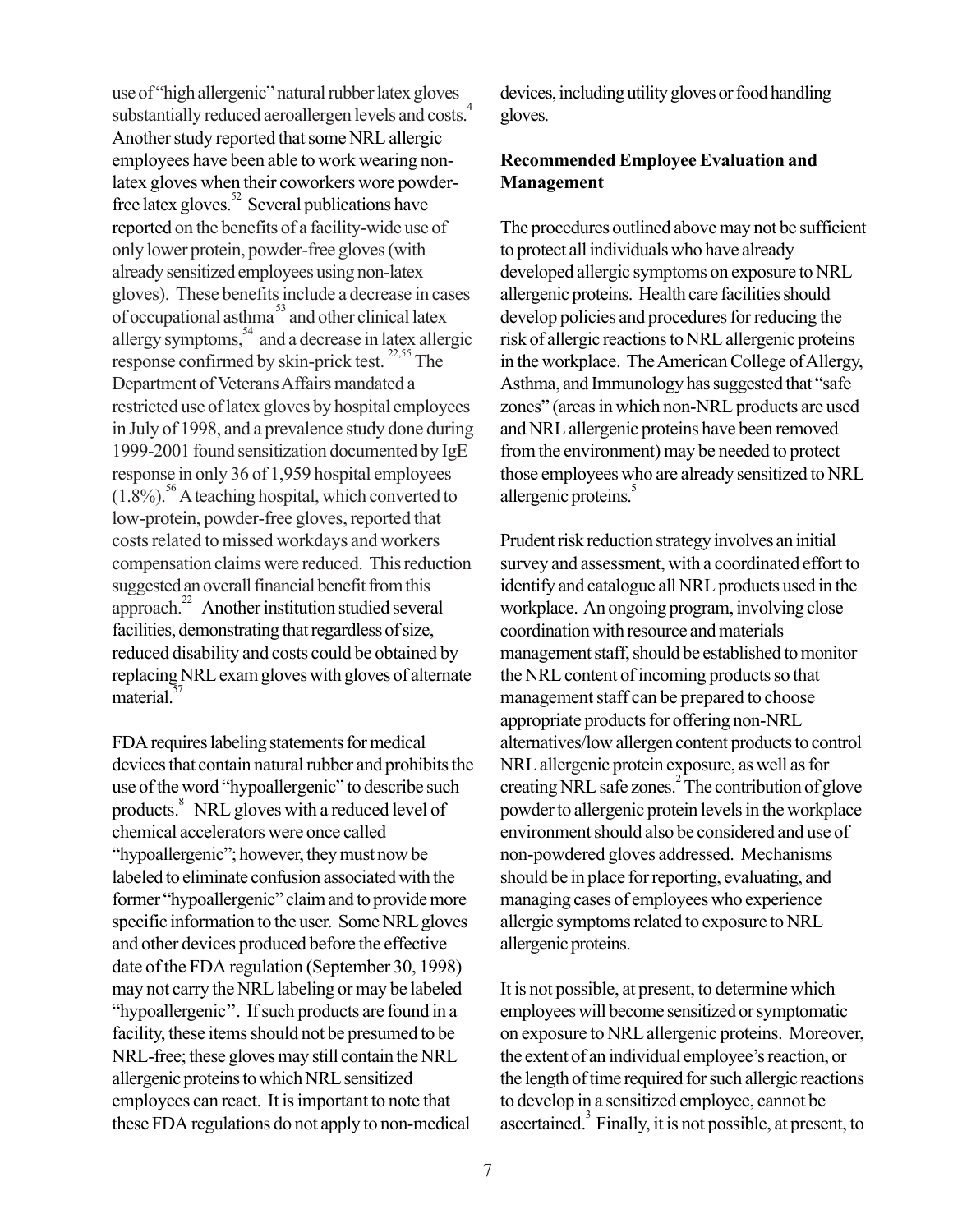use of "high allergenic" natural rubber latex gloves substantially reduced aeroallergen levels and costs.[4] Another study reported that some NRL allergic employees have been able to work wearing non-latex gloves when their coworkers wore powder-free latex gloves.[52] Several publications have reported on the benefits of a facility-wide use of only lower protein, powder-free gloves (with already sensitized employees using non-latex gloves). These benefits include a decrease in cases of occupational asthma[53] and other clinical latex allergy symptoms,[54] and a decrease in latex allergic response confirmed by skin-prick test.[22,55] The Department of Veterans Affairs mandated a restricted use of latex gloves by hospital employees in July of 1998, and a prevalence study done during 1999-2001 found sensitization documented by IgE response in only 36 of 1,959 hospital employees (1.8%).[56] A teaching hospital, which converted to low-protein, powder-free gloves, reported that costs related to missed workdays and workers compensation claims were reduced. This reduction suggested an overall financial benefit from this approach.[22] Another institution studied several facilities, demonstrating that regardless of size, reduced disability and costs could be obtained by replacing NRL exam gloves with gloves of alternate material.[57]

FDA requires labeling statements for medical devices that contain natural rubber and prohibits the use of the word "hypoallergenic" to describe such products.[8] NRL gloves with a reduced level of chemical accelerators were once called "hypoallergenic"; however, they must now be labeled to eliminate confusion associated with the former "hypoallergenic" claim and to provide more specific information to the user. Some NRL gloves and other devices produced before the effective date of the FDA regulation (September 30, 1998) may not carry the NRL labeling or may be labeled "hypoallergenic". If such products are found in a facility, these items should not be presumed to be NRL-free; these gloves may still contain the NRL allergenic proteins to which NRL sensitized employees can react. It is important to note that these FDA regulations do not apply to non-medical devices, including utility gloves or food handling gloves.

**Recommended Employee Evaluation and Management**

The procedures outlined above may not be sufficient to protect all individuals who have already developed allergic symptoms on exposure to NRL allergenic proteins. Health care facilities should develop policies and procedures for reducing the risk of allergic reactions to NRL allergenic proteins in the workplace. The American College of Allergy, Asthma, and Immunology has suggested that "safe zones" (areas in which non-NRL products are used and NRL allergenic proteins have been removed from the environment) may be needed to protect those employees who are already sensitized to NRL allergenic proteins.[5]

Prudent risk reduction strategy involves an initial survey and assessment, with a coordinated effort to identify and catalogue all NRL products used in the workplace. An ongoing program, involving close coordination with resource and materials management staff, should be established to monitor the NRL content of incoming products so that management staff can be prepared to choose appropriate products for offering non-NRL alternatives/low allergen content products to control NRL allergenic protein exposure, as well as for creating NRL safe zones.[2] The contribution of glove powder to allergenic protein levels in the workplace environment should also be considered and use of non-powdered gloves addressed. Mechanisms should be in place for reporting, evaluating, and managing cases of employees who experience allergic symptoms related to exposure to NRL allergenic proteins.

It is not possible, at present, to determine which employees will become sensitized or symptomatic on exposure to NRL allergenic proteins. Moreover, the extent of an individual employee's reaction, or the length of time required for such allergic reactions to develop in a sensitized employee, cannot be ascertained.[3] Finally, it is not possible, at present, to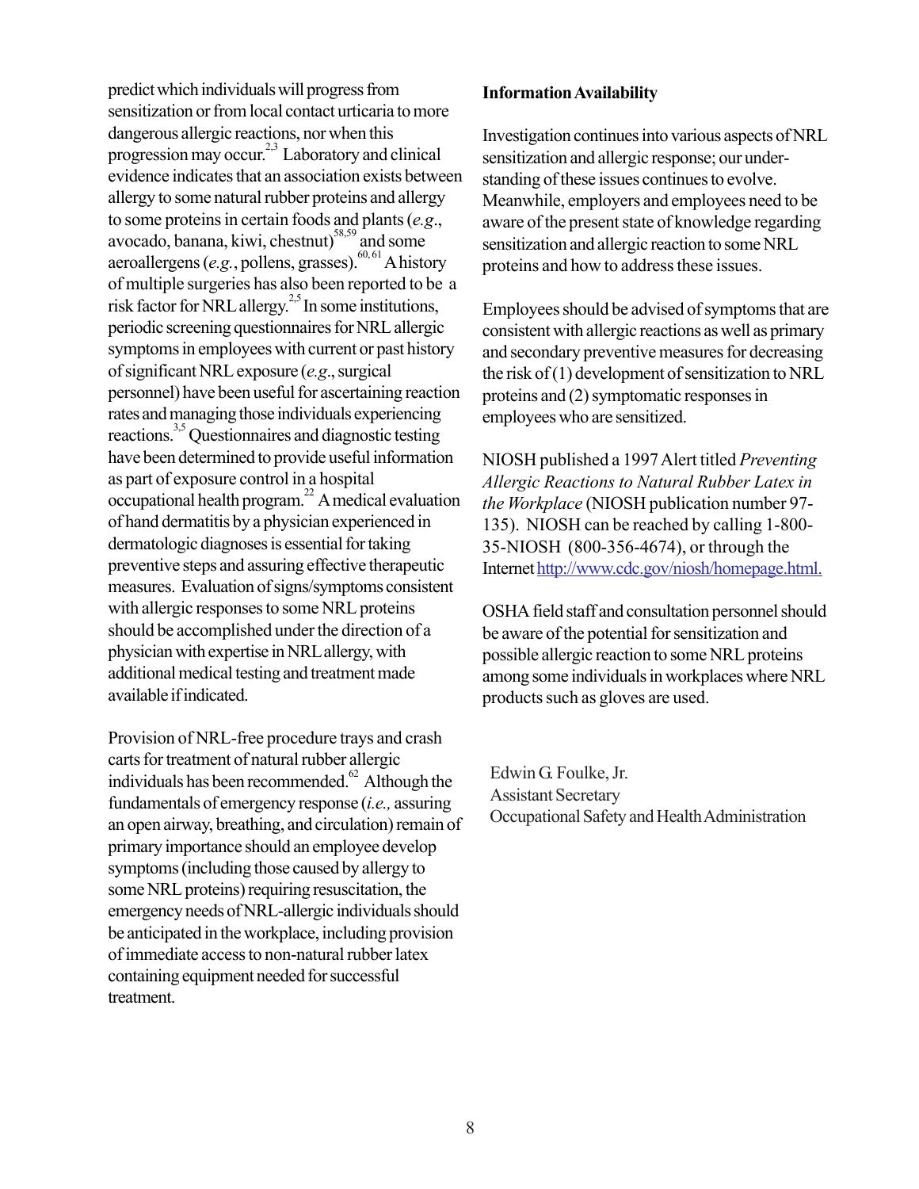predict which individuals will progress from sensitization or from local contact urticaria to more dangerous allergic reactions, nor when this progression may occur.[2,3] Laboratory and clinical evidence indicates that an association exists between allergy to some natural rubber proteins and allergy to some proteins in certain foods and plants (*e.g*., avocado, banana, kiwi, chestnut)[58,59] and some aeroallergens (*e.g.*, pollens, grasses).[60,61] A history of multiple surgeries has also been reported to be a risk factor for NRL allergy.[2,5] In some institutions, periodic screening questionnaires for NRL allergic symptoms in employees with current or past history of significant NRL exposure (*e.g*., surgical personnel) have been useful for ascertaining reaction rates and managing those individuals experiencing reactions.[3,5] Questionnaires and diagnostic testing have been determined to provide useful information as part of exposure control in a hospital occupational health program.[22] A medical evaluation of hand dermatitis by a physician experienced in dermatologic diagnoses is essential for taking preventive steps and assuring effective therapeutic measures. Evaluation of signs/symptoms consistent with allergic responses to some NRL proteins should be accomplished under the direction of a physician with expertise in NRL allergy, with additional medical testing and treatment made available if indicated.

Provision of NRL-free procedure trays and crash carts for treatment of natural rubber allergic individuals has been recommended.[62] Although the fundamentals of emergency response (*i.e.,* assuring an open airway, breathing, and circulation) remain of primary importance should an employee develop symptoms (including those caused by allergy to some NRL proteins) requiring resuscitation, the emergency needs of NRL-allergic individuals should be anticipated in the workplace, including provision of immediate access to non-natural rubber latex containing equipment needed for successful treatment.

**Information Availability**

Investigation continues into various aspects of NRL sensitization and allergic response; our understanding of these issues continues to evolve. Meanwhile, employers and employees need to be aware of the present state of knowledge regarding sensitization and allergic reaction to some NRL proteins and how to address these issues.

Employees should be advised of symptoms that are consistent with allergic reactions as well as primary and secondary preventive measures for decreasing the risk of (1) development of sensitization to NRL proteins and (2) symptomatic responses in employees who are sensitized.

NIOSH published a 1997 Alert titled *Preventing Allergic Reactions to Natural Rubber Latex in the Workplace* (NIOSH publication number 97-135). NIOSH can be reached by calling 1-800-35-NIOSH (800-356-4674), or through the Internet http://www.cdc.gov/niosh/homepage.html.

OSHA field staff and consultation personnel should be aware of the potential for sensitization and possible allergic reaction to some NRL proteins among some individuals in workplaces where NRL products such as gloves are used.

Edwin G. Foulke, Jr.
Assistant Secretary
Occupational Safety and Health Administration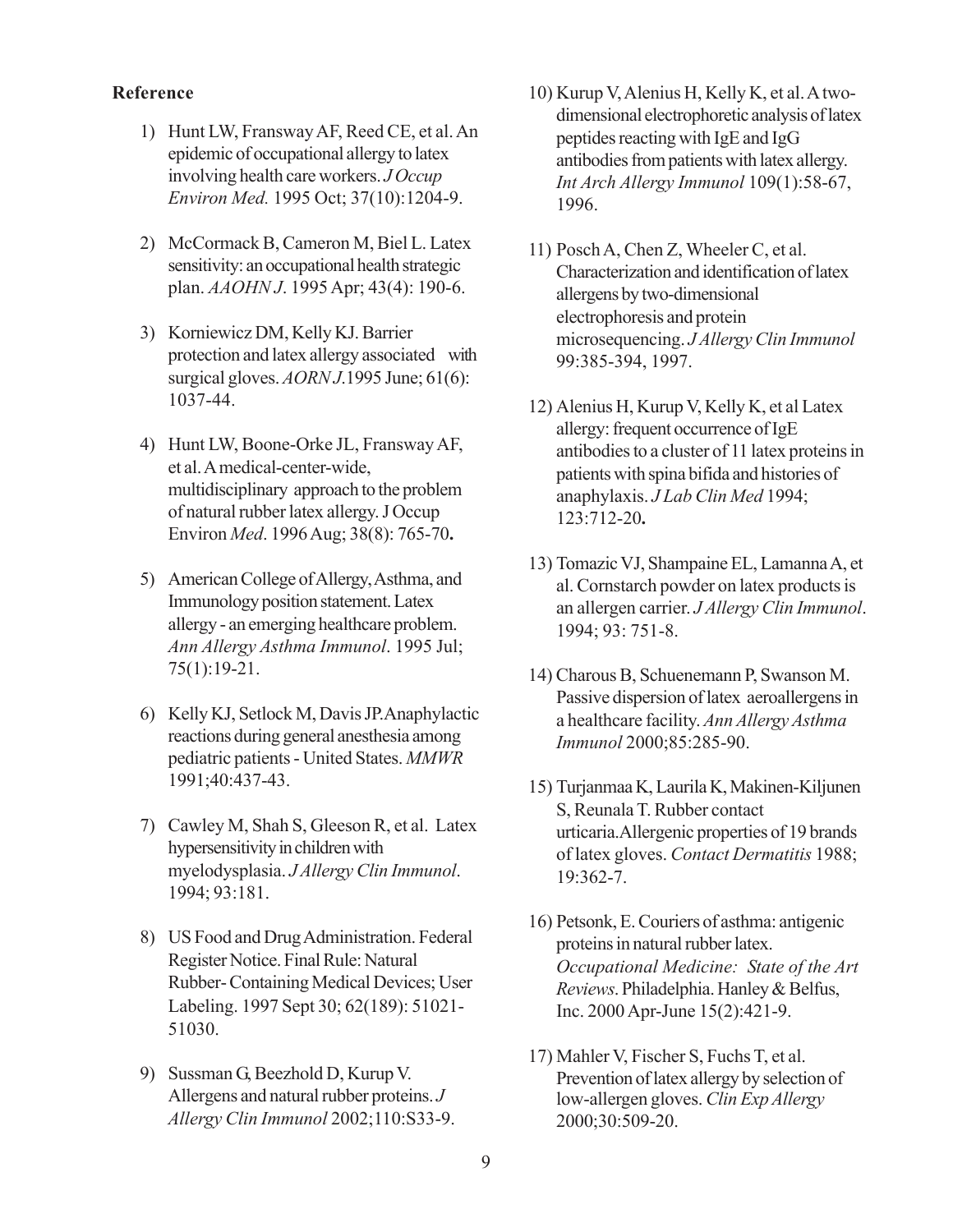**Reference**

1) Hunt LW, Fransway AF, Reed CE, et al. An epidemic of occupational allergy to latex involving health care workers. *J Occup Environ Med.* 1995 Oct; 37(10):1204-9.

2) McCormack B, Cameron M, Biel L. Latex sensitivity: an occupational health strategic plan. *AAOHN J*. 1995 Apr; 43(4): 190-6.

3) Korniewicz DM, Kelly KJ. Barrier protection and latex allergy associated with surgical gloves. *AORN J*.1995 June; 61(6): 1037-44.

4) Hunt LW, Boone-Orke JL, Fransway AF, et al. A medical-center-wide, multidisciplinary approach to the problem of natural rubber latex allergy. J Occup Environ *Med*. 1996 Aug; 38(8): 765-70**.**

5) American College of Allergy, Asthma, and Immunology position statement. Latex allergy - an emerging healthcare problem. *Ann Allergy Asthma Immunol*. 1995 Jul; 75(1):19-21.

6) Kelly KJ, Setlock M, Davis JP.Anaphylactic reactions during general anesthesia among pediatric patients - United States. *MMWR* 1991;40:437-43.

7) Cawley M, Shah S, Gleeson R, et al. Latex hypersensitivity in children with myelodysplasia. *J Allergy Clin Immunol*. 1994; 93:181.

8) US Food and Drug Administration. Federal Register Notice. Final Rule: Natural Rubber- Containing Medical Devices; User Labeling. 1997 Sept 30; 62(189): 51021-51030.

9) Sussman G, Beezhold D, Kurup V. Allergens and natural rubber proteins. *J Allergy Clin Immunol* 2002;110:S33-9.

10) Kurup V, Alenius H, Kelly K, et al. A two-dimensional electrophoretic analysis of latex peptides reacting with IgE and IgG antibodies from patients with latex allergy. *Int Arch Allergy Immunol* 109(1):58-67, 1996.

11) Posch A, Chen Z, Wheeler C, et al. Characterization and identification of latex allergens by two-dimensional electrophoresis and protein microsequencing. *J Allergy Clin Immunol* 99:385-394, 1997.

12) Alenius H, Kurup V, Kelly K, et al Latex allergy: frequent occurrence of IgE antibodies to a cluster of 11 latex proteins in patients with spina bifida and histories of anaphylaxis. *J Lab Clin Med* 1994; 123:712-20**.**

13) Tomazic VJ, Shampaine EL, Lamanna A, et al. Cornstarch powder on latex products is an allergen carrier. *J Allergy Clin Immunol*. 1994; 93: 751-8.

14) Charous B, Schuenemann P, Swanson M. Passive dispersion of latex aeroallergens in a healthcare facility. *Ann Allergy Asthma Immunol* 2000;85:285-90.

15) Turjanmaa K, Laurila K, Makinen-Kiljunen S, Reunala T. Rubber contact urticaria.Allergenic properties of 19 brands of latex gloves. *Contact Dermatitis* 1988; 19:362-7.

16) Petsonk, E. Couriers of asthma: antigenic proteins in natural rubber latex. *Occupational Medicine: State of the Art Reviews*. Philadelphia. Hanley & Belfus, Inc. 2000 Apr-June 15(2):421-9.

17) Mahler V, Fischer S, Fuchs T, et al. Prevention of latex allergy by selection of low-allergen gloves. *Clin Exp Allergy* 2000;30:509-20.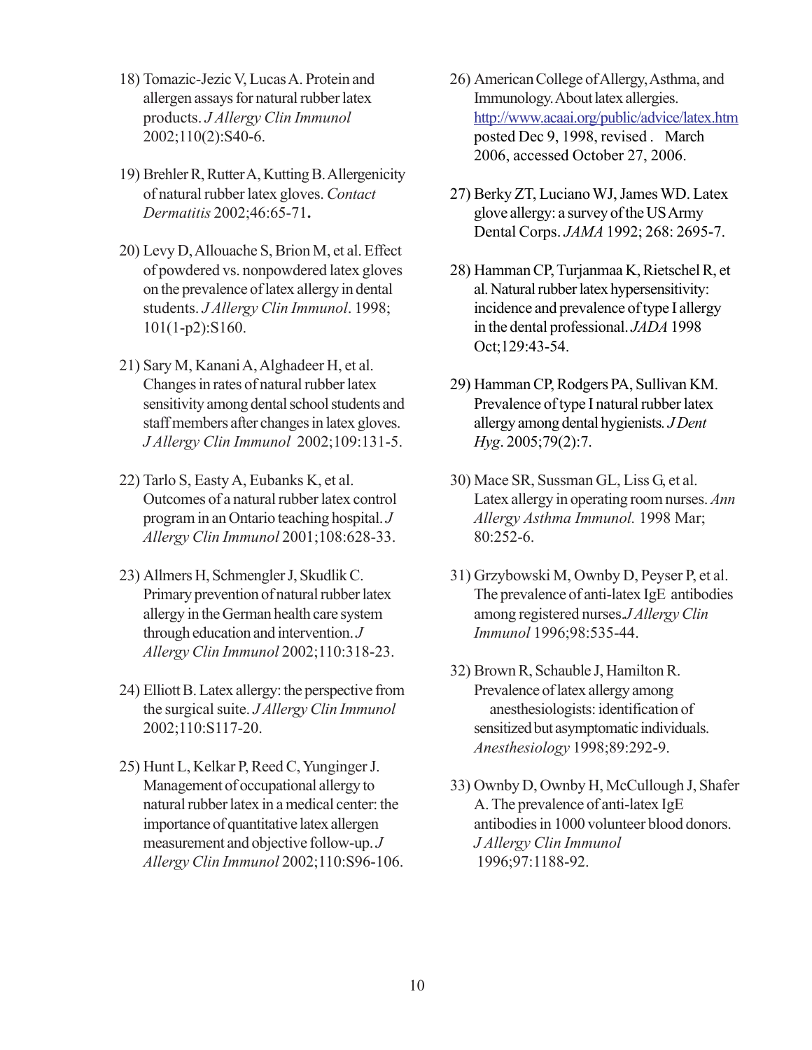18) Tomazic-Jezic V, Lucas A. Protein and allergen assays for natural rubber latex products. *J Allergy Clin Immunol* 2002;110(2):S40-6.

19) Brehler R, Rutter A, Kutting B. Allergenicity of natural rubber latex gloves. *Contact Dermatitis* 2002;46:65-71**.**

20) Levy D, Allouache S, Brion M, et al. Effect of powdered vs. nonpowdered latex gloves on the prevalence of latex allergy in dental students. *J Allergy Clin Immunol*. 1998; 101(1-p2):S160.

21) Sary M, Kanani A, Alghadeer H, et al. Changes in rates of natural rubber latex sensitivity among dental school students and staff members after changes in latex gloves. *J Allergy Clin Immunol* 2002;109:131-5.

22) Tarlo S, Easty A, Eubanks K, et al. Outcomes of a natural rubber latex control program in an Ontario teaching hospital. *J Allergy Clin Immunol* 2001;108:628-33.

23) Allmers H, Schmengler J, Skudlik C. Primary prevention of natural rubber latex allergy in the German health care system through education and intervention. *J Allergy Clin Immunol* 2002;110:318-23.

24) Elliott B. Latex allergy: the perspective from the surgical suite. *J Allergy Clin Immunol* 2002;110:S117-20.

25) Hunt L, Kelkar P, Reed C, Yunginger J. Management of occupational allergy to natural rubber latex in a medical center: the importance of quantitative latex allergen measurement and objective follow-up. *J Allergy Clin Immunol* 2002;110:S96-106.

26) American College of Allergy, Asthma, and Immunology. About latex allergies. http://www.acaai.org/public/advice/latex.htm posted Dec 9, 1998, revised . March 2006, accessed October 27, 2006.

27) Berky ZT, Luciano WJ, James WD. Latex glove allergy: a survey of the US Army Dental Corps. *JAMA* 1992; 268: 2695-7.

28) Hamman CP, Turjanmaa K, Rietschel R, et al. Natural rubber latex hypersensitivity: incidence and prevalence of type I allergy in the dental professional. *JADA* 1998 Oct;129:43-54.

29) Hamman CP, Rodgers PA, Sullivan KM. Prevalence of type I natural rubber latex allergy among dental hygienists*. J Dent Hyg*. 2005;79(2):7.

30) Mace SR, Sussman GL, Liss G, et al. Latex allergy in operating room nurses. *Ann Allergy Asthma Immunol.* 1998 Mar; 80:252-6.

31) Grzybowski M, Ownby D, Peyser P, et al. The prevalence of anti-latex IgE antibodies among registered nurses.*J Allergy Clin Immunol* 1996;98:535-44.

32) Brown R, Schauble J, Hamilton R. Prevalence of latex allergy among anesthesiologists: identification of sensitized but asymptomatic individuals. *Anesthesiology* 1998;89:292-9.

33) Ownby D, Ownby H, McCullough J, Shafer A. The prevalence of anti-latex IgE antibodies in 1000 volunteer blood donors. *J Allergy Clin Immunol* 1996;97:1188-92.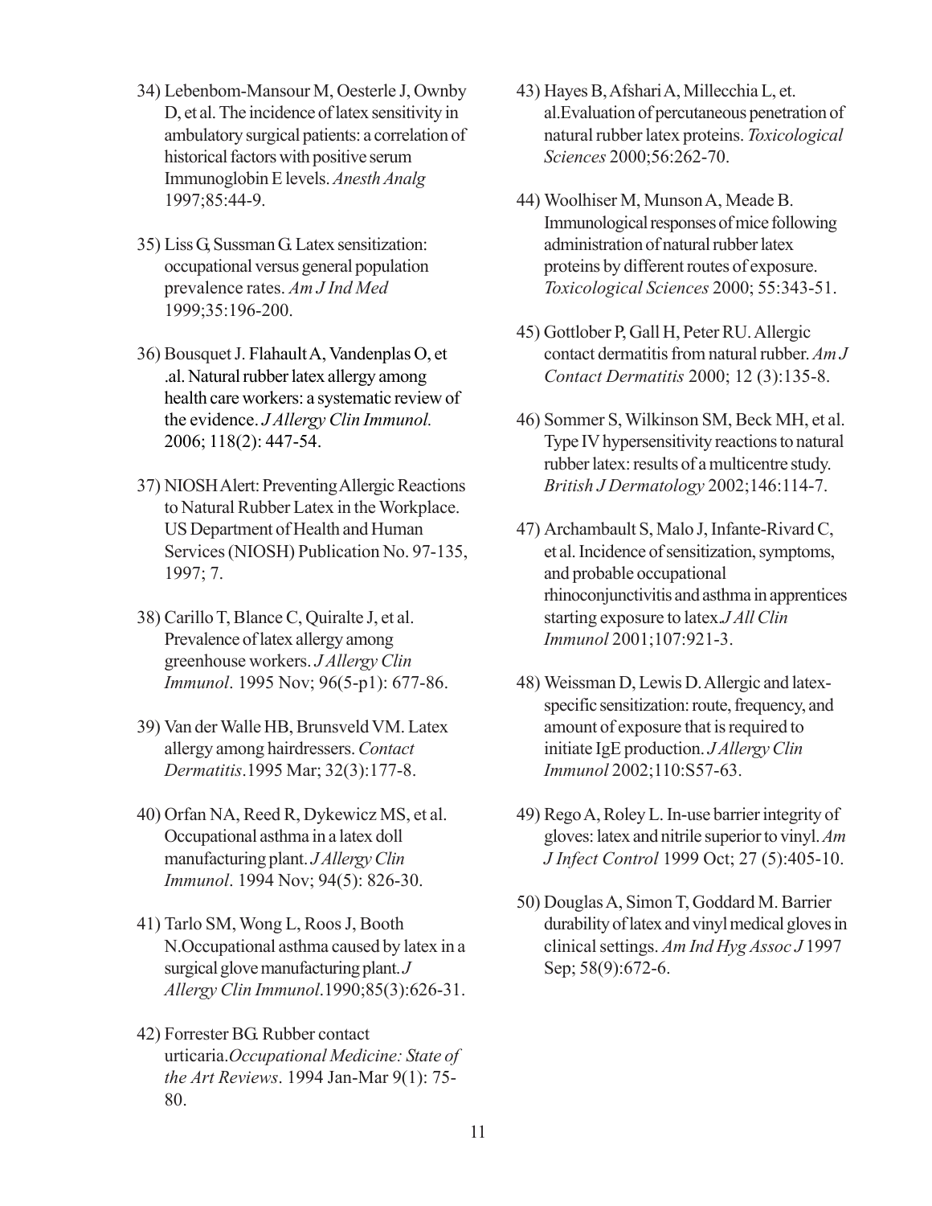34) Lebenbom-Mansour M, Oesterle J, Ownby D, et al. The incidence of latex sensitivity in ambulatory surgical patients: a correlation of historical factors with positive serum Immunoglobin E levels. *Anesth Analg* 1997;85:44-9.

35) Liss G, Sussman G. Latex sensitization: occupational versus general population prevalence rates. *Am J Ind Med* 1999;35:196-200.

36) Bousquet J. Flahault A, Vandenplas O, et .al. Natural rubber latex allergy among health care workers: a systematic review of the evidence. *J Allergy Clin Immunol.* 2006; 118(2): 447-54.

37) NIOSH Alert: Preventing Allergic Reactions to Natural Rubber Latex in the Workplace. US Department of Health and Human Services (NIOSH) Publication No. 97-135, 1997; 7.

38) Carillo T, Blance C, Quiralte J, et al. Prevalence of latex allergy among greenhouse workers. *J Allergy Clin Immunol*. 1995 Nov; 96(5-p1): 677-86.

39) Van der Walle HB, Brunsveld VM. Latex allergy among hairdressers. *Contact Dermatitis*.1995 Mar; 32(3):177-8.

40) Orfan NA, Reed R, Dykewicz MS, et al. Occupational asthma in a latex doll manufacturing plant. *J Allergy Clin Immunol*. 1994 Nov; 94(5): 826-30.

41) Tarlo SM, Wong L, Roos J, Booth N.Occupational asthma caused by latex in a surgical glove manufacturing plant. *J Allergy Clin Immunol*.1990;85(3):626-31.

42) Forrester BG. Rubber contact urticaria.*Occupational Medicine: State of the Art Reviews*. 1994 Jan-Mar 9(1): 75-80.

43) Hayes B, Afshari A, Millecchia L, et. al.Evaluation of percutaneous penetration of natural rubber latex proteins. *Toxicological Sciences* 2000;56:262-70.

44) Woolhiser M, Munson A, Meade B. Immunological responses of mice following administration of natural rubber latex proteins by different routes of exposure. *Toxicological Sciences* 2000; 55:343-51.

45) Gottlober P, Gall H, Peter RU. Allergic contact dermatitis from natural rubber. *Am J Contact Dermatitis* 2000; 12 (3):135-8.

46) Sommer S, Wilkinson SM, Beck MH, et al. Type IV hypersensitivity reactions to natural rubber latex: results of a multicentre study. *British J Dermatology* 2002;146:114-7.

47) Archambault S, Malo J, Infante-Rivard C, et al. Incidence of sensitization, symptoms, and probable occupational rhinoconjunctivitis and asthma in apprentices starting exposure to latex.*J All Clin Immunol* 2001;107:921-3.

48) Weissman D, Lewis D. Allergic and latex-specific sensitization: route, frequency, and amount of exposure that is required to initiate IgE production. *J Allergy Clin Immunol* 2002;110:S57-63.

49) Rego A, Roley L. In-use barrier integrity of gloves: latex and nitrile superior to vinyl. *Am J Infect Control* 1999 Oct; 27 (5):405-10.

50) Douglas A, Simon T, Goddard M. Barrier durability of latex and vinyl medical gloves in clinical settings. *Am Ind Hyg Assoc J* 1997 Sep; 58(9):672-6.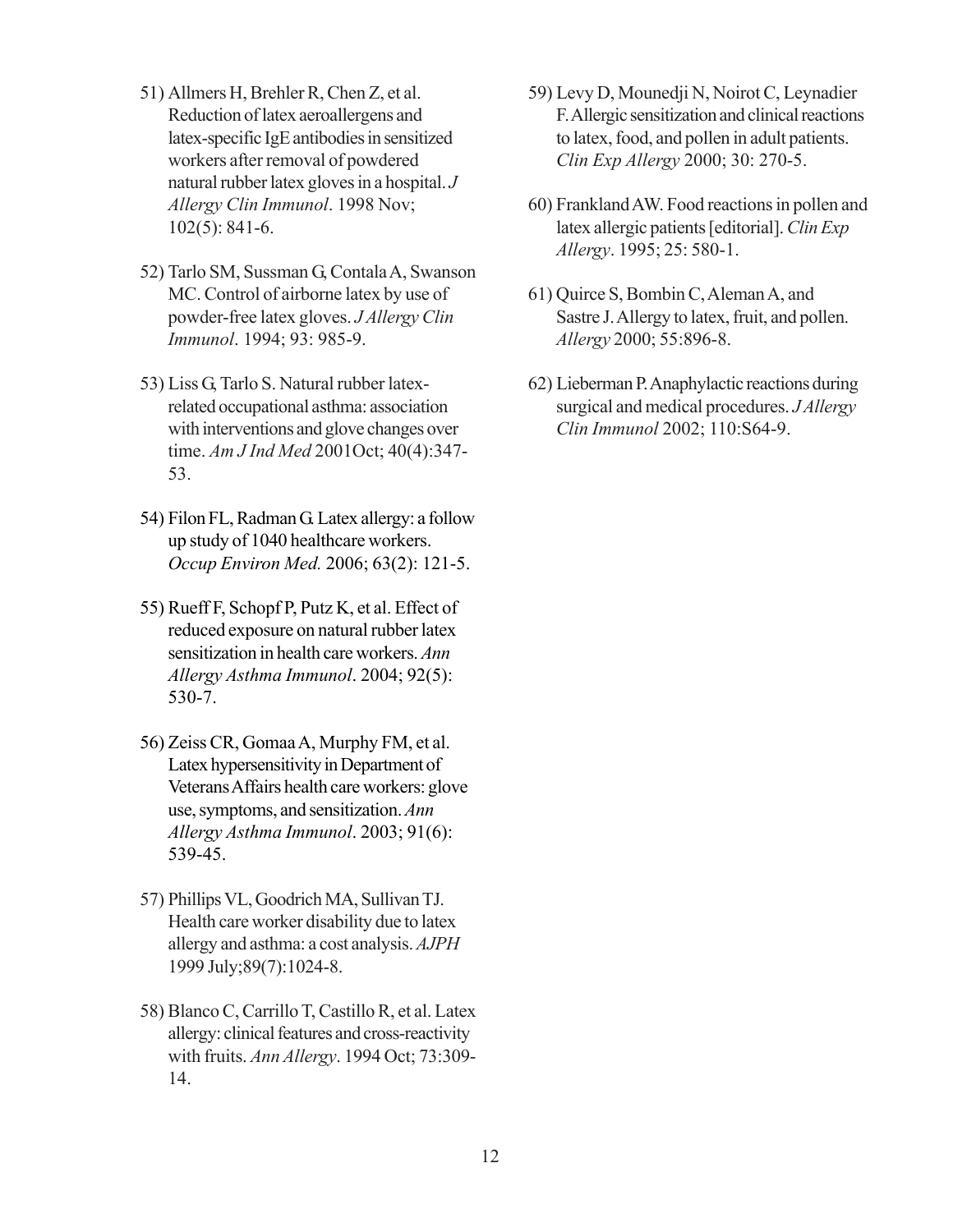51) Allmers H, Brehler R, Chen Z, et al. Reduction of latex aeroallergens and latex-specific IgE antibodies in sensitized workers after removal of powdered natural rubber latex gloves in a hospital. *J Allergy Clin Immunol*. 1998 Nov; 102(5): 841-6.

52) Tarlo SM, Sussman G, Contala A, Swanson MC. Control of airborne latex by use of powder-free latex gloves. *J Allergy Clin Immunol*. 1994; 93: 985-9.

53) Liss G, Tarlo S. Natural rubber latex-related occupational asthma: association with interventions and glove changes over time. *Am J Ind Med* 2001Oct; 40(4):347-53.

54) Filon FL, Radman G. Latex allergy: a follow up study of 1040 healthcare workers. *Occup Environ Med.* 2006; 63(2): 121-5.

55) Rueff F, Schopf P, Putz K, et al. Effect of reduced exposure on natural rubber latex sensitization in health care workers. *Ann Allergy Asthma Immunol*. 2004; 92(5): 530-7.

56) Zeiss CR, Gomaa A, Murphy FM, et al. Latex hypersensitivity in Department of Veterans Affairs health care workers: glove use, symptoms, and sensitization. *Ann Allergy Asthma Immunol*. 2003; 91(6): 539-45.

57) Phillips VL, Goodrich MA, Sullivan TJ. Health care worker disability due to latex allergy and asthma: a cost analysis. *AJPH* 1999 July;89(7):1024-8.

58) Blanco C, Carrillo T, Castillo R, et al. Latex allergy: clinical features and cross-reactivity with fruits. *Ann Allergy*. 1994 Oct; 73:309-14.

59) Levy D, Mounedji N, Noirot C, Leynadier F. Allergic sensitization and clinical reactions to latex, food, and pollen in adult patients. *Clin Exp Allergy* 2000; 30: 270-5.

60) Frankland AW. Food reactions in pollen and latex allergic patients [editorial]. *Clin Exp Allergy*. 1995; 25: 580-1.

61) Quirce S, Bombin C, Aleman A, and Sastre J. Allergy to latex, fruit, and pollen. *Allergy* 2000; 55:896-8.

62) Lieberman P. Anaphylactic reactions during surgical and medical procedures. *J Allergy Clin Immunol* 2002; 110:S64-9.